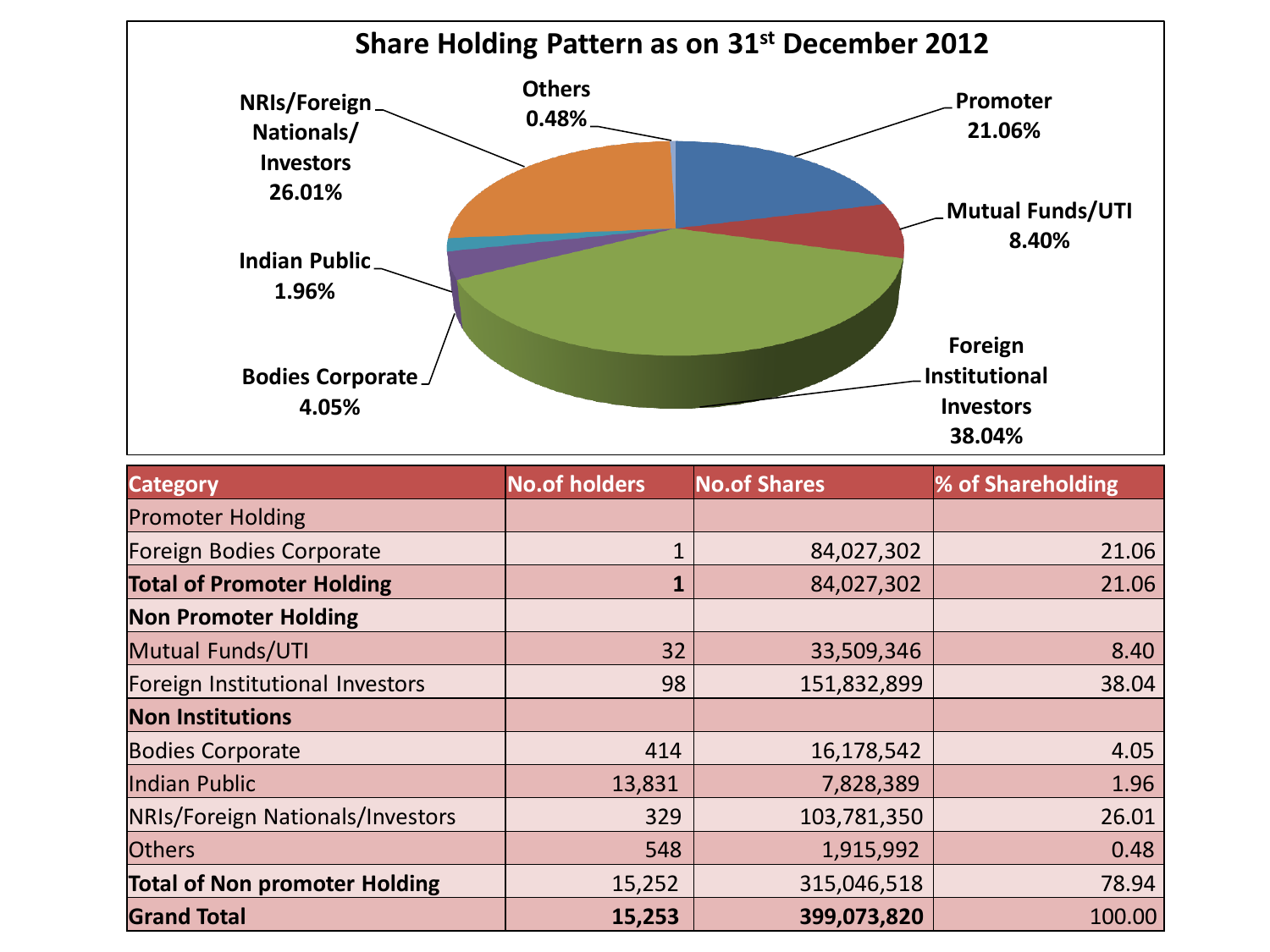# Share Holding Pattern as on 31st December 2012

| Category | No.of holders | No.of Shares | % of Shareholding |
|---|---|---|---|
| Promoter Holding | | | |
| Foreign Bodies Corporate | 1 | 84,027,302 | 21.06 |
| **Total of Promoter Holding** | **1** | 84,027,302 | 21.06 |
| **Non Promoter Holding** | | | |
| Mutual Funds/UTI | 32 | 33,509,346 | 8.40 |
| Foreign Institutional Investors | 98 | 151,832,899 | 38.04 |
| **Non Institutions** | | | |
| Bodies Corporate | 414 | 16,178,542 | 4.05 |
| Indian Public | 13,831 | 7,828,389 | 1.96 |
| NRIs/Foreign Nationals/Investors | 329 | 103,781,350 | 26.01 |
| Others | 548 | 1,915,992 | 0.48 |
| **Total of Non promoter Holding** | 15,252 | 315,046,518 | 78.94 |
| **Grand Total** | **15,253** | **399,073,820** | 100.00 |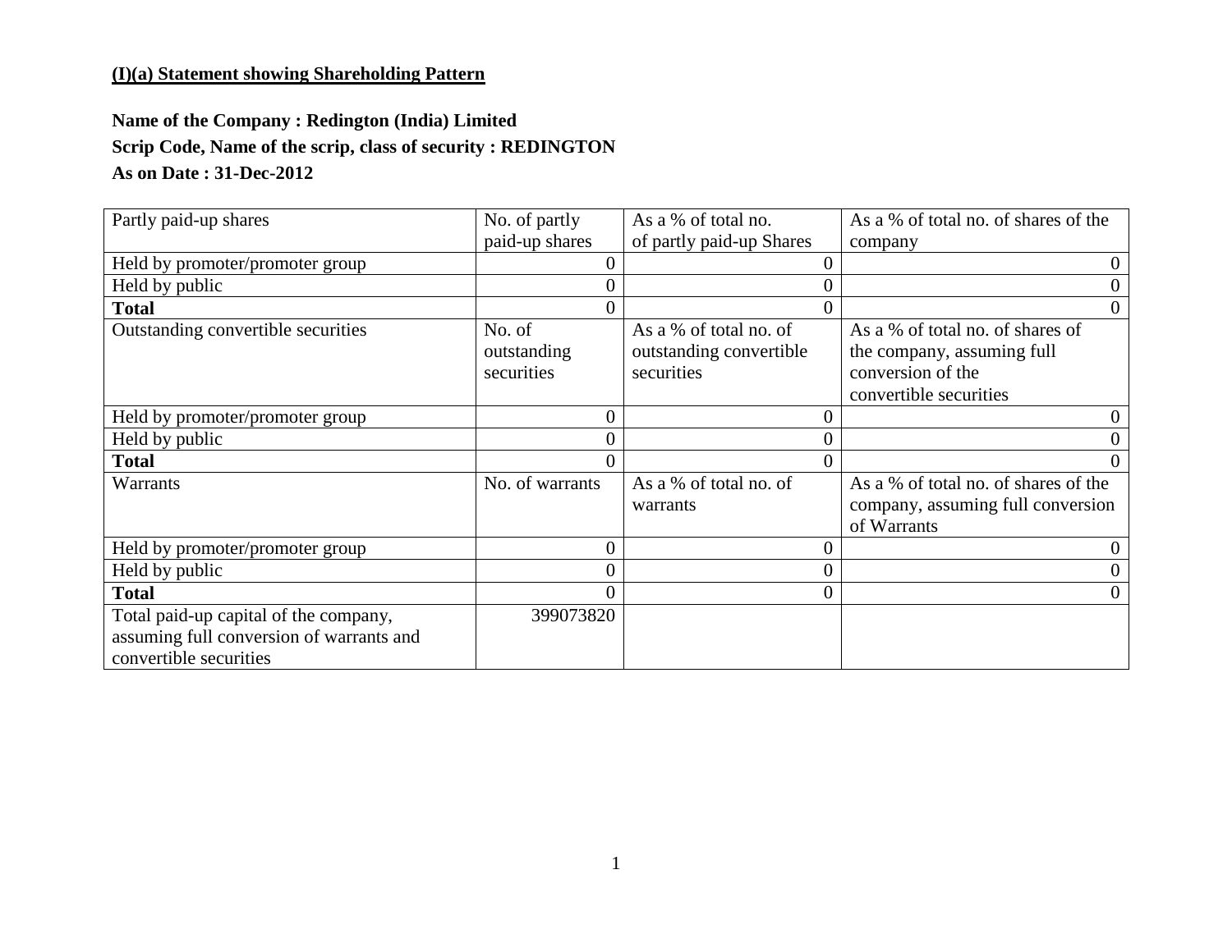**(I)(a) Statement showing Shareholding Pattern**

**Name of the Company : Redington (India) Limited**

**Scrip Code, Name of the scrip, class of security : REDINGTON**

**As on Date : 31-Dec-2012**

| Partly paid-up shares | No. of partly paid-up shares | As a % of total no. of partly paid-up Shares | As a % of total no. of shares of the company |
|---|---|---|---|
| Held by promoter/promoter group | 0 | 0 | 0 |
| Held by public | 0 | 0 | 0 |
| **Total** | 0 | 0 | 0 |
| Outstanding convertible securities | No. of outstanding securities | As a % of total no. of outstanding convertible securities | As a % of total no. of shares of the company, assuming full conversion of the convertible securities |
| Held by promoter/promoter group | 0 | 0 | 0 |
| Held by public | 0 | 0 | 0 |
| **Total** | 0 | 0 | 0 |
| Warrants | No. of warrants | As a % of total no. of warrants | As a % of total no. of shares of the company, assuming full conversion of Warrants |
| Held by promoter/promoter group | 0 | 0 | 0 |
| Held by public | 0 | 0 | 0 |
| **Total** | 0 | 0 | 0 |
| Total paid-up capital of the company, assuming full conversion of warrants and convertible securities | 399073820 | | |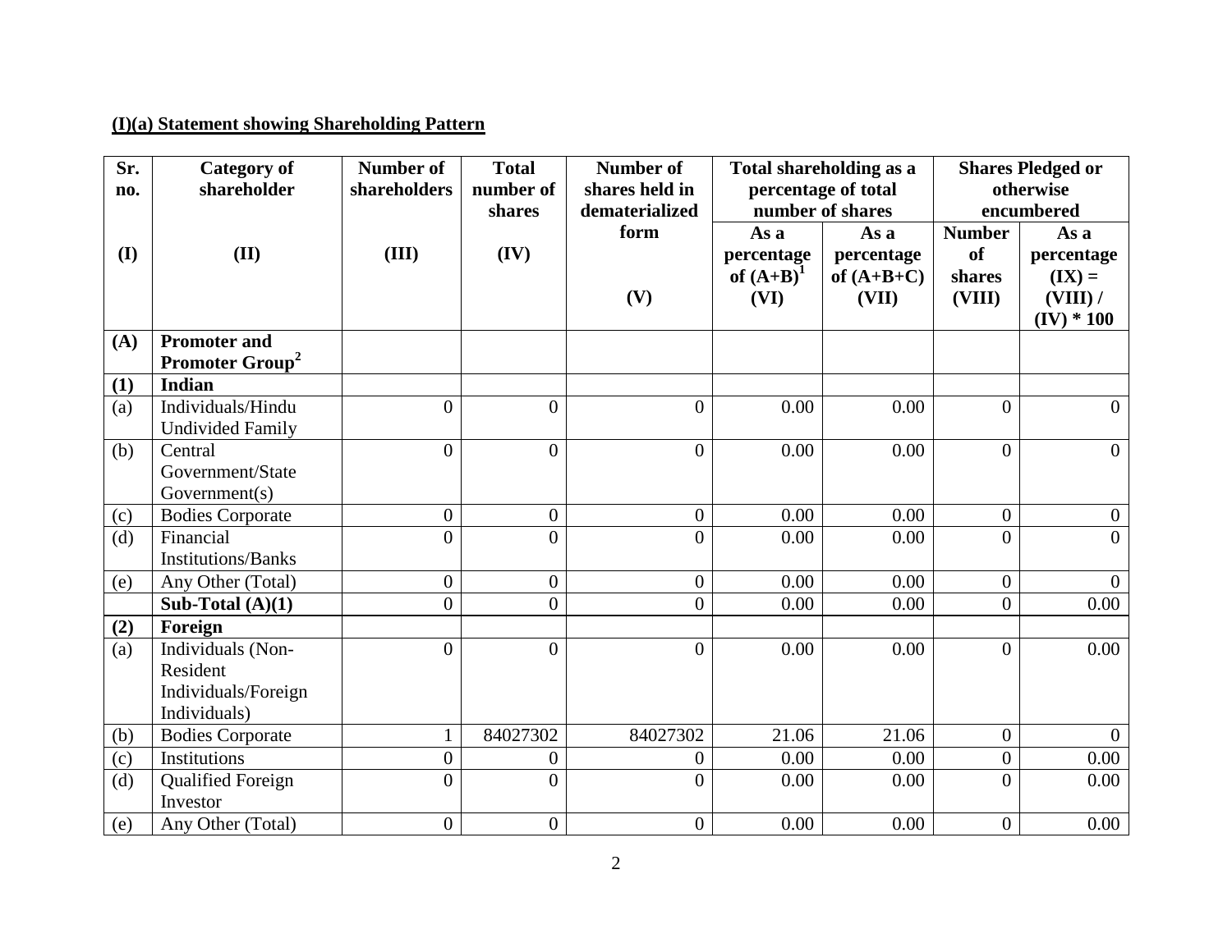## (I)(a) Statement showing Shareholding Pattern

| Sr. no. (I) | Category of shareholder (II) | Number of shareholders (III) | Total number of shares (IV) | Number of shares held in dematerialized form (V) | Total shareholding as a percentage of total number of shares | | Shares Pledged or otherwise encumbered | |
|---|---|---|---|---|---|---|---|---|
| | | | | | As a percentage of (A+B)[1] (VI) | As a percentage of (A+B+C) (VII) | Number of shares (VIII) | As a percentage (IX) = (VIII) / (IV) * 100 |
| **(A)** | **Promoter and Promoter Group[2]** | | | | | | | |
| **(1)** | **Indian** | | | | | | | |
| (a) | Individuals/Hindu Undivided Family | 0 | 0 | 0 | 0.00 | 0.00 | 0 | 0 |
| (b) | Central Government/State Government(s) | 0 | 0 | 0 | 0.00 | 0.00 | 0 | 0 |
| (c) | Bodies Corporate | 0 | 0 | 0 | 0.00 | 0.00 | 0 | 0 |
| (d) | Financial Institutions/Banks | 0 | 0 | 0 | 0.00 | 0.00 | 0 | 0 |
| (e) | Any Other (Total) | 0 | 0 | 0 | 0.00 | 0.00 | 0 | 0 |
| | **Sub-Total (A)(1)** | 0 | 0 | 0 | 0.00 | 0.00 | 0 | 0.00 |
| **(2)** | **Foreign** | | | | | | | |
| (a) | Individuals (Non-Resident Individuals/Foreign Individuals) | 0 | 0 | 0 | 0.00 | 0.00 | 0 | 0.00 |
| (b) | Bodies Corporate | 1 | 84027302 | 84027302 | 21.06 | 21.06 | 0 | 0 |
| (c) | Institutions | 0 | 0 | 0 | 0.00 | 0.00 | 0 | 0.00 |
| (d) | Qualified Foreign Investor | 0 | 0 | 0 | 0.00 | 0.00 | 0 | 0.00 |
| (e) | Any Other (Total) | 0 | 0 | 0 | 0.00 | 0.00 | 0 | 0.00 |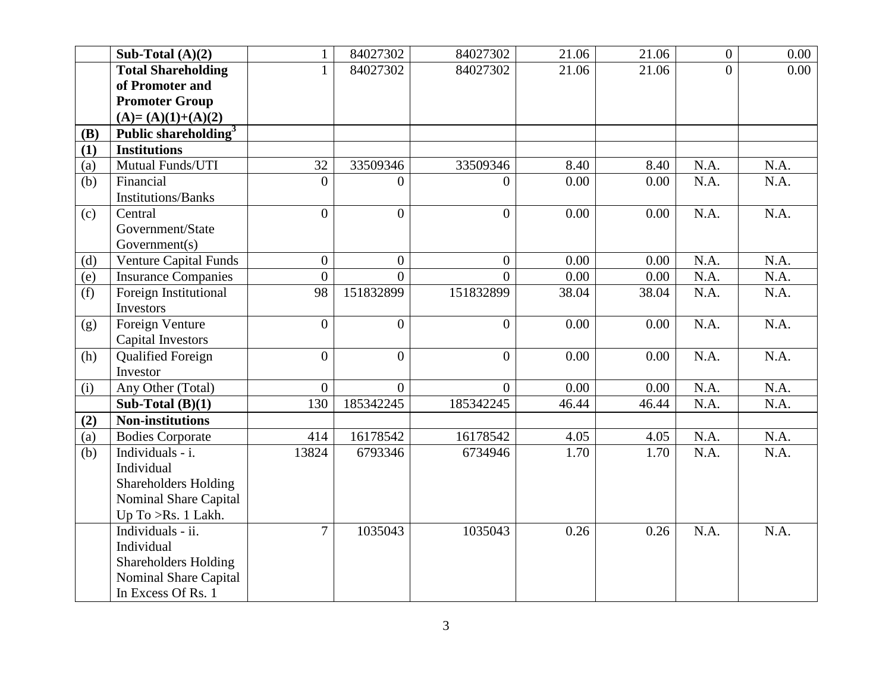| | | | | | | | | |
|---|---|---|---|---|---|---|---|---|
| | **Sub-Total (A)(2)** | 1 | 84027302 | 84027302 | 21.06 | 21.06 | 0 | 0.00 |
| | **Total Shareholding of Promoter and Promoter Group (A)= (A)(1)+(A)(2)** | 1 | 84027302 | 84027302 | 21.06 | 21.06 | 0 | 0.00 |
| **(B)** | **Public shareholding[3]** | | | | | | | |
| **(1)** | **Institutions** | | | | | | | |
| (a) | Mutual Funds/UTI | 32 | 33509346 | 33509346 | 8.40 | 8.40 | N.A. | N.A. |
| (b) | Financial Institutions/Banks | 0 | 0 | 0 | 0.00 | 0.00 | N.A. | N.A. |
| (c) | Central Government/State Government(s) | 0 | 0 | 0 | 0.00 | 0.00 | N.A. | N.A. |
| (d) | Venture Capital Funds | 0 | 0 | 0 | 0.00 | 0.00 | N.A. | N.A. |
| (e) | Insurance Companies | 0 | 0 | 0 | 0.00 | 0.00 | N.A. | N.A. |
| (f) | Foreign Institutional Investors | 98 | 151832899 | 151832899 | 38.04 | 38.04 | N.A. | N.A. |
| (g) | Foreign Venture Capital Investors | 0 | 0 | 0 | 0.00 | 0.00 | N.A. | N.A. |
| (h) | Qualified Foreign Investor | 0 | 0 | 0 | 0.00 | 0.00 | N.A. | N.A. |
| (i) | Any Other (Total) | 0 | 0 | 0 | 0.00 | 0.00 | N.A. | N.A. |
| | **Sub-Total (B)(1)** | 130 | 185342245 | 185342245 | 46.44 | 46.44 | N.A. | N.A. |
| **(2)** | **Non-institutions** | | | | | | | |
| (a) | Bodies Corporate | 414 | 16178542 | 16178542 | 4.05 | 4.05 | N.A. | N.A. |
| (b) | Individuals - i. Individual Shareholders Holding Nominal Share Capital Up To >Rs. 1 Lakh. | 13824 | 6793346 | 6734946 | 1.70 | 1.70 | N.A. | N.A. |
| | Individuals - ii. Individual Shareholders Holding Nominal Share Capital In Excess Of Rs. 1 | 7 | 1035043 | 1035043 | 0.26 | 0.26 | N.A. | N.A. |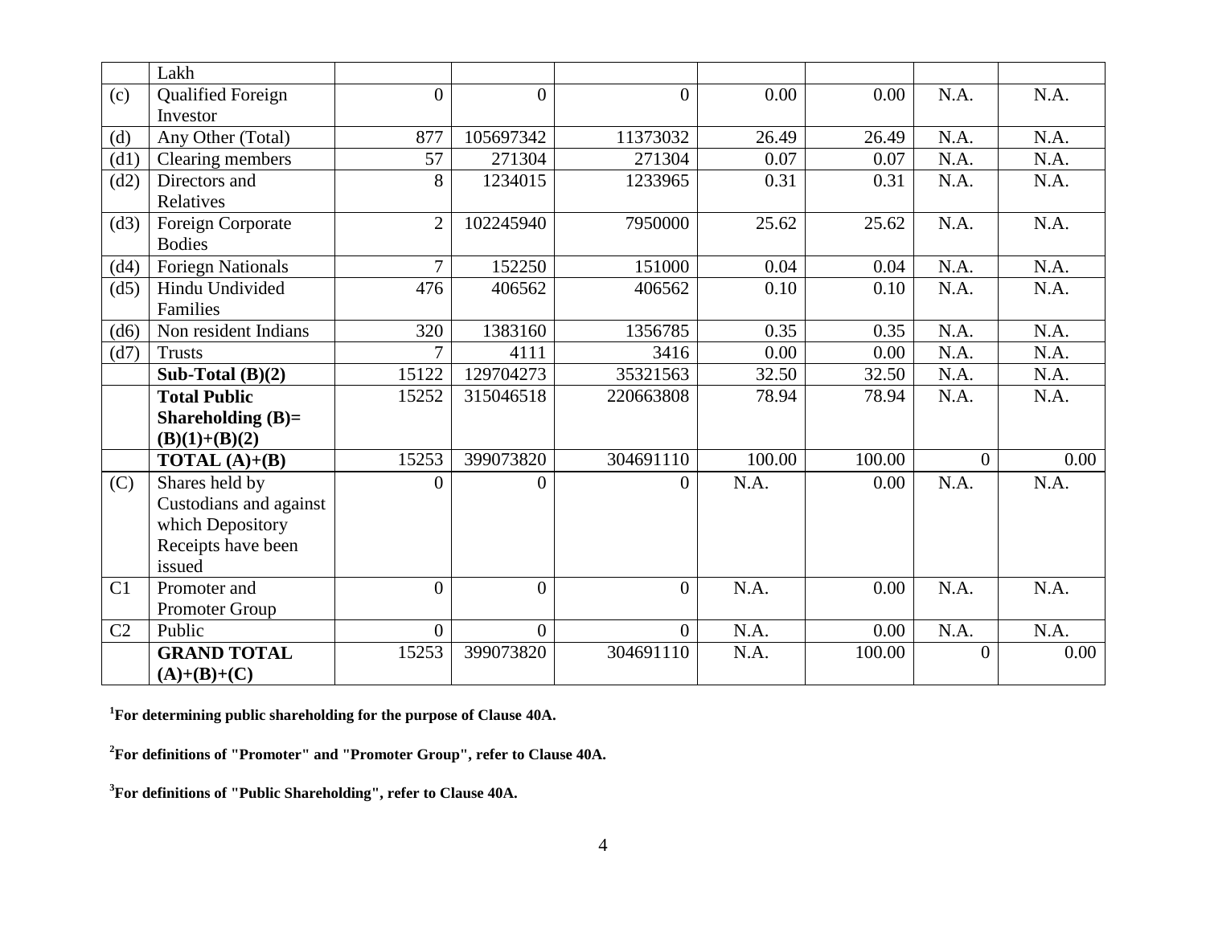| | Lakh | | | | | | | |
|---|---|---|---|---|---|---|---|---|
| (c) | Qualified Foreign Investor | 0 | 0 | 0 | 0.00 | 0.00 | N.A. | N.A. |
| (d) | Any Other (Total) | 877 | 105697342 | 11373032 | 26.49 | 26.49 | N.A. | N.A. |
| (d1) | Clearing members | 57 | 271304 | 271304 | 0.07 | 0.07 | N.A. | N.A. |
| (d2) | Directors and Relatives | 8 | 1234015 | 1233965 | 0.31 | 0.31 | N.A. | N.A. |
| (d3) | Foreign Corporate Bodies | 2 | 102245940 | 7950000 | 25.62 | 25.62 | N.A. | N.A. |
| (d4) | Foriegn Nationals | 7 | 152250 | 151000 | 0.04 | 0.04 | N.A. | N.A. |
| (d5) | Hindu Undivided Families | 476 | 406562 | 406562 | 0.10 | 0.10 | N.A. | N.A. |
| (d6) | Non resident Indians | 320 | 1383160 | 1356785 | 0.35 | 0.35 | N.A. | N.A. |
| (d7) | Trusts | 7 | 4111 | 3416 | 0.00 | 0.00 | N.A. | N.A. |
| | **Sub-Total (B)(2)** | 15122 | 129704273 | 35321563 | 32.50 | 32.50 | N.A. | N.A. |
| | **Total Public Shareholding (B)= (B)(1)+(B)(2)** | 15252 | 315046518 | 220663808 | 78.94 | 78.94 | N.A. | N.A. |
| | **TOTAL (A)+(B)** | 15253 | 399073820 | 304691110 | 100.00 | 100.00 | 0 | 0.00 |
| (C) | Shares held by Custodians and against which Depository Receipts have been issued | 0 | 0 | 0 | N.A. | 0.00 | N.A. | N.A. |
| C1 | Promoter and Promoter Group | 0 | 0 | 0 | N.A. | 0.00 | N.A. | N.A. |
| C2 | Public | 0 | 0 | 0 | N.A. | 0.00 | N.A. | N.A. |
| | **GRAND TOTAL (A)+(B)+(C)** | 15253 | 399073820 | 304691110 | N.A. | 100.00 | 0 | 0.00 |

**[1]For determining public shareholding for the purpose of Clause 40A.**

**[2]For definitions of "Promoter" and "Promoter Group", refer to Clause 40A.**

**[3]For definitions of "Public Shareholding", refer to Clause 40A.**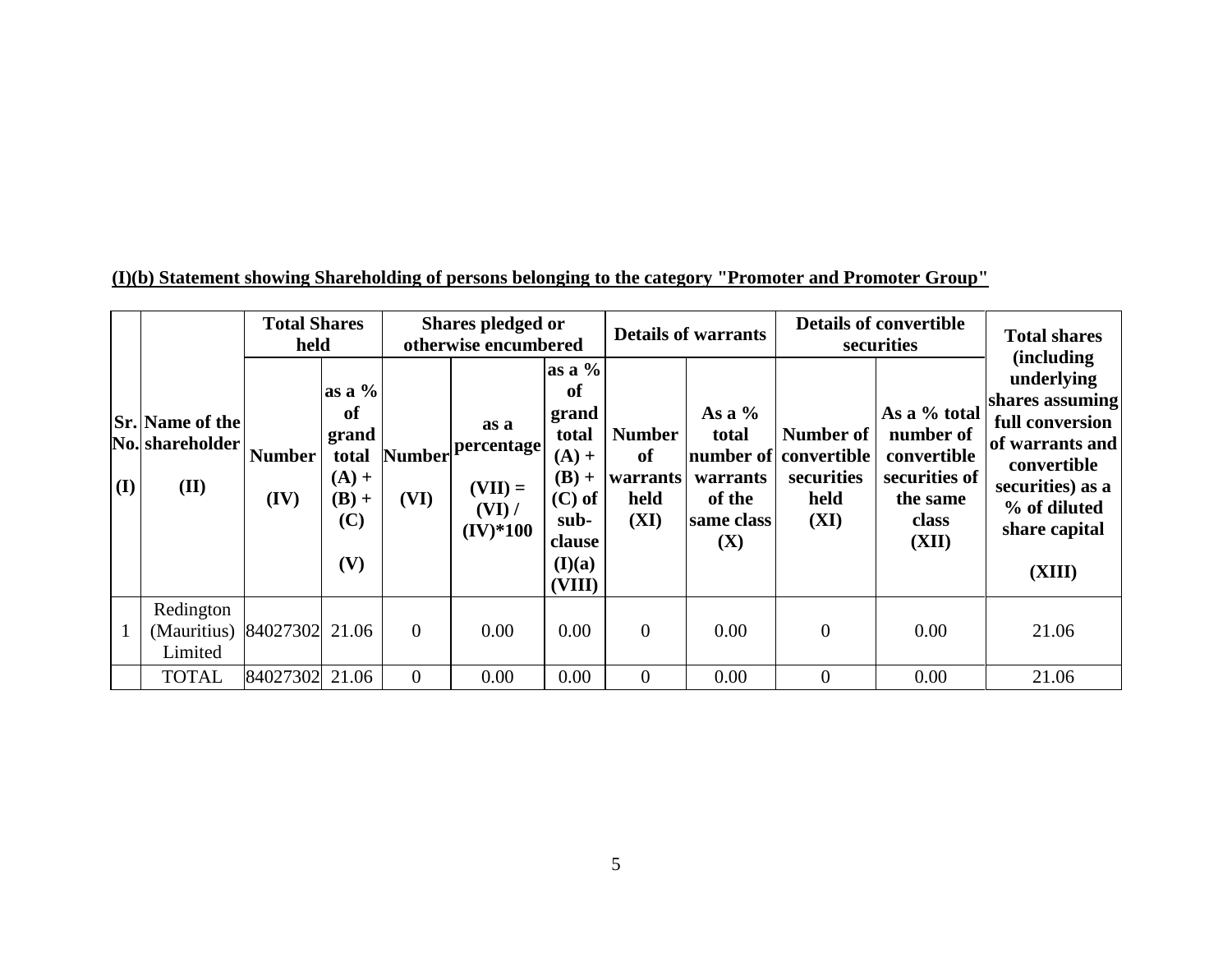**(I)(b) Statement showing Shareholding of persons belonging to the category "Promoter and Promoter Group"**

| Sr. No. (I) | Name of the shareholder (II) | Total Shares held | | Shares pledged or otherwise encumbered | | | Details of warrants | | Details of convertible securities | | Total shares (including underlying shares assuming full conversion of warrants and convertible securities) as a % of diluted share capital (XIII) |
|---|---|---|---|---|---|---|---|---|---|---|---|
| | | Number (IV) | as a % of grand total (A) + (B) + (C) (V) | Number (VI) | as a percentage (VII) = (VI) / (IV)*100 | as a % of grand total (A) + (B) + (C) of sub-clause (I)(a) (VIII) | Number of warrants held (XI) | As a % total number of warrants of the same class (X) | Number of convertible securities held (XI) | As a % total number of convertible securities of the same class (XII) | |
| 1 | Redington (Mauritius) Limited | 84027302 | 21.06 | 0 | 0.00 | 0.00 | 0 | 0.00 | 0 | 0.00 | 21.06 |
| | TOTAL | 84027302 | 21.06 | 0 | 0.00 | 0.00 | 0 | 0.00 | 0 | 0.00 | 21.06 |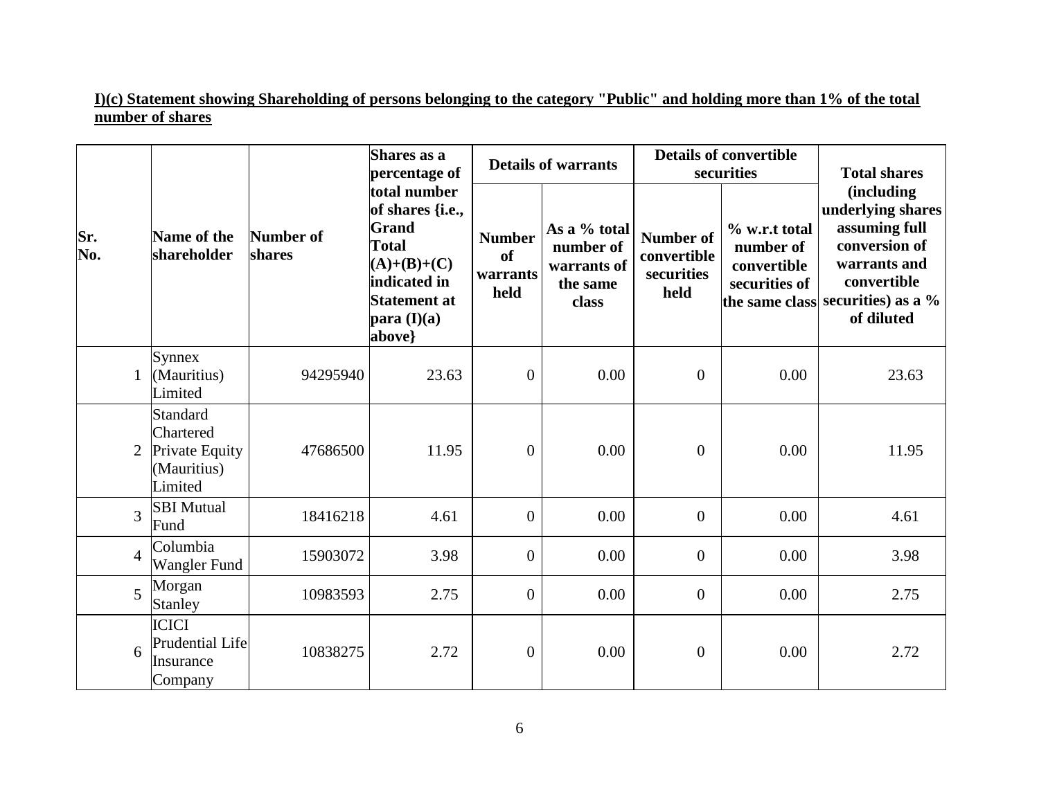**I)(c) Statement showing Shareholding of persons belonging to the category "Public" and holding more than 1% of the total number of shares**

| Sr. No. | Name of the shareholder | Number of shares | Shares as a percentage of total number of shares {i.e., Grand Total (A)+(B)+(C) indicated in Statement at para (I)(a) above} | Details of warrants | | Details of convertible securities | | Total shares (including underlying shares assuming full conversion of warrants and convertible securities) as a % of diluted |
|---|---|---|---|---|---|---|---|---|
| | | | | Number of warrants held | As a % total number of warrants of the same class | Number of convertible securities held | % w.r.t total number of convertible securities of the same class | |
| 1 | Synnex (Mauritius) Limited | 94295940 | 23.63 | 0 | 0.00 | 0 | 0.00 | 23.63 |
| 2 | Standard Chartered Private Equity (Mauritius) Limited | 47686500 | 11.95 | 0 | 0.00 | 0 | 0.00 | 11.95 |
| 3 | SBI Mutual Fund | 18416218 | 4.61 | 0 | 0.00 | 0 | 0.00 | 4.61 |
| 4 | Columbia Wangler Fund | 15903072 | 3.98 | 0 | 0.00 | 0 | 0.00 | 3.98 |
| 5 | Morgan Stanley | 10983593 | 2.75 | 0 | 0.00 | 0 | 0.00 | 2.75 |
| 6 | ICICI Prudential Life Insurance Company | 10838275 | 2.72 | 0 | 0.00 | 0 | 0.00 | 2.72 |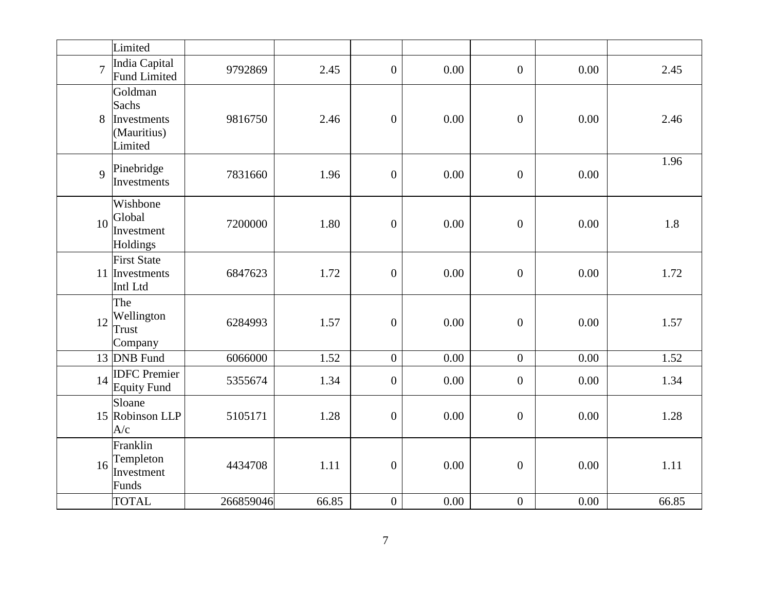| | Limited | | | | | | | |
|---|---|---|---|---|---|---|---|---|
| 7 | India Capital Fund Limited | 9792869 | 2.45 | 0 | 0.00 | 0 | 0.00 | 2.45 |
| 8 | Goldman Sachs Investments (Mauritius) Limited | 9816750 | 2.46 | 0 | 0.00 | 0 | 0.00 | 2.46 |
| 9 | Pinebridge Investments | 7831660 | 1.96 | 0 | 0.00 | 0 | 0.00 | 1.96 |
| 10 | Wishbone Global Investment Holdings | 7200000 | 1.80 | 0 | 0.00 | 0 | 0.00 | 1.8 |
| 11 | First State Investments Intl Ltd | 6847623 | 1.72 | 0 | 0.00 | 0 | 0.00 | 1.72 |
| 12 | The Wellington Trust Company | 6284993 | 1.57 | 0 | 0.00 | 0 | 0.00 | 1.57 |
| 13 | DNB Fund | 6066000 | 1.52 | 0 | 0.00 | 0 | 0.00 | 1.52 |
| 14 | IDFC Premier Equity Fund | 5355674 | 1.34 | 0 | 0.00 | 0 | 0.00 | 1.34 |
| 15 | Sloane Robinson LLP A/c | 5105171 | 1.28 | 0 | 0.00 | 0 | 0.00 | 1.28 |
| 16 | Franklin Templeton Investment Funds | 4434708 | 1.11 | 0 | 0.00 | 0 | 0.00 | 1.11 |
| | TOTAL | 266859046 | 66.85 | 0 | 0.00 | 0 | 0.00 | 66.85 |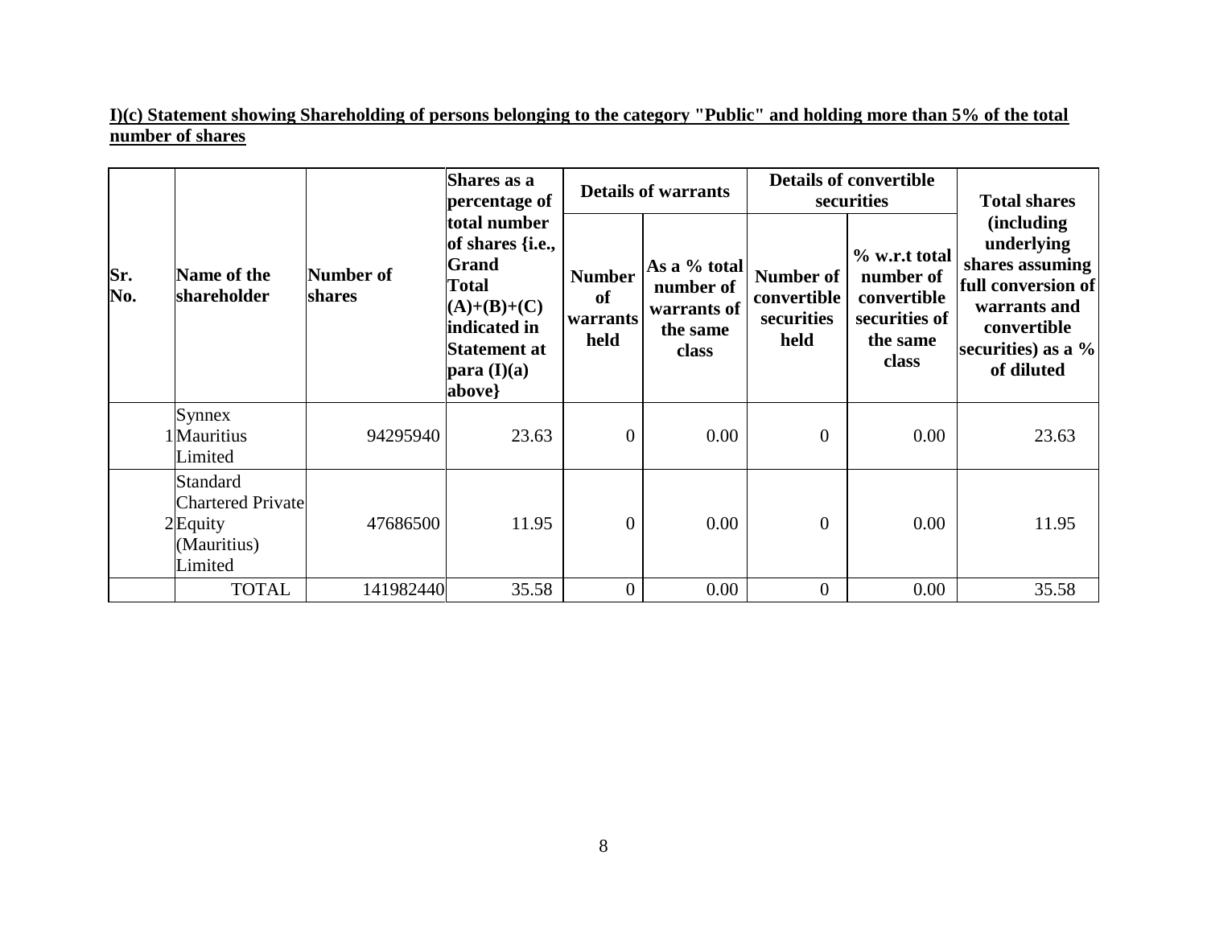**I)(c) Statement showing Shareholding of persons belonging to the category "Public" and holding more than 5% of the total number of shares**

| Sr. No. | Name of the shareholder | Number of shares | Shares as a percentage of total number of shares {i.e., Grand Total (A)+(B)+(C) indicated in Statement at para (I)(a) above} | Details of warrants | | Details of convertible securities | | Total shares (including underlying shares assuming full conversion of warrants and convertible securities) as a % of diluted |
|---|---|---|---|---|---|---|---|---|
| | | | | Number of warrants held | As a % total number of warrants of the same class | Number of convertible securities held | % w.r.t total number of convertible securities of the same class | |
| 1 | Synnex Mauritius Limited | 94295940 | 23.63 | 0 | 0.00 | 0 | 0.00 | 23.63 |
| 2 | Standard Chartered Private Equity (Mauritius) Limited | 47686500 | 11.95 | 0 | 0.00 | 0 | 0.00 | 11.95 |
| | TOTAL | 141982440 | 35.58 | 0 | 0.00 | 0 | 0.00 | 35.58 |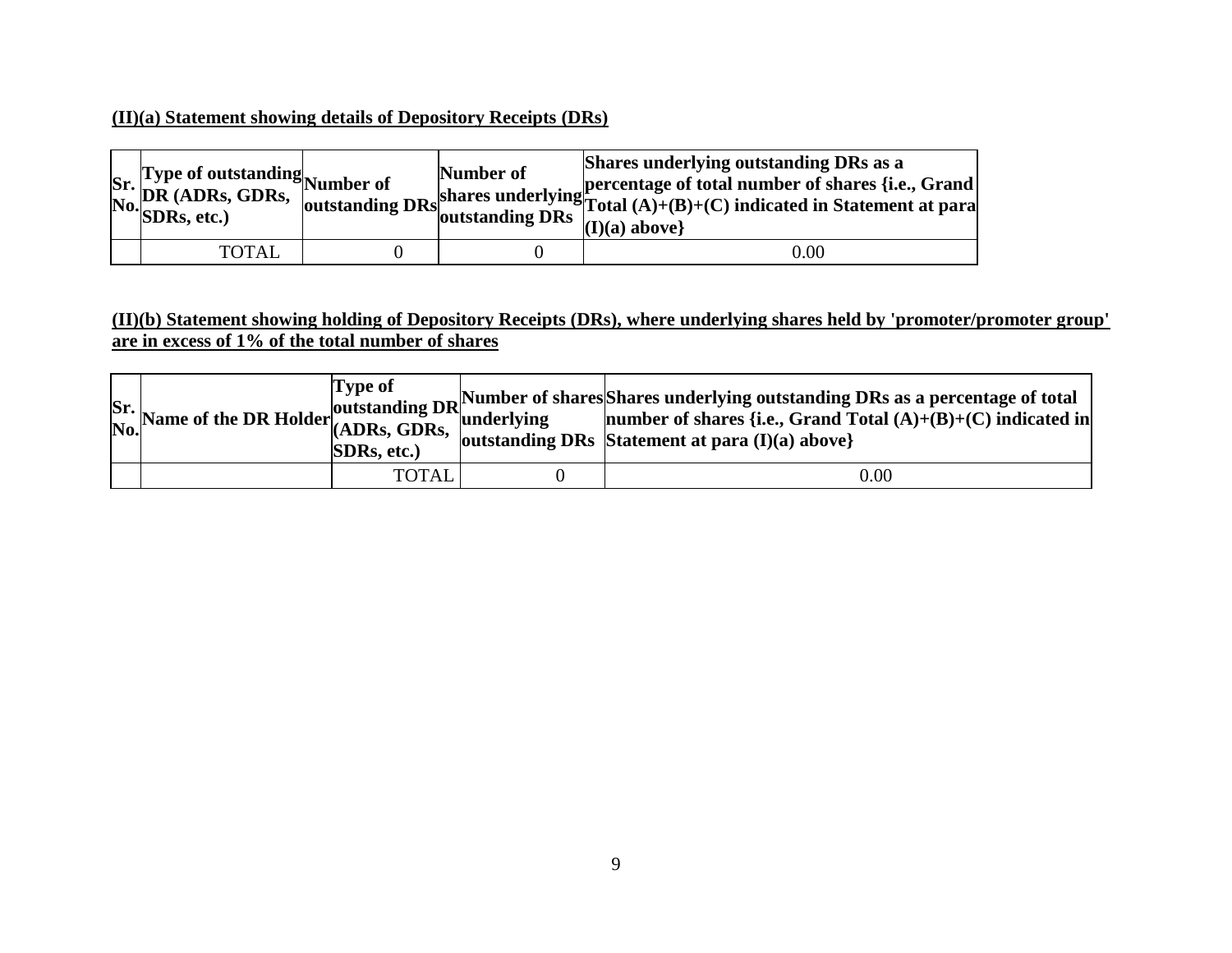**(II)(a) Statement showing details of Depository Receipts (DRs)**

| Sr. No. | Type of outstanding DR (ADRs, GDRs, SDRs, etc.) | Number of outstanding DRs | Number of shares underlying outstanding DRs | Shares underlying outstanding DRs as a percentage of total number of shares {i.e., Grand Total (A)+(B)+(C) indicated in Statement at para (I)(a) above} |
|---|---|---|---|---|
| | TOTAL | 0 | 0 | 0.00 |

**(II)(b) Statement showing holding of Depository Receipts (DRs), where underlying shares held by 'promoter/promoter group' are in excess of 1% of the total number of shares**

| Sr. No. | Name of the DR Holder | Type of outstanding DR (ADRs, GDRs, SDRs, etc.) | Number of shares underlying outstanding DRs | Shares underlying outstanding DRs as a percentage of total number of shares {i.e., Grand Total (A)+(B)+(C) indicated in Statement at para (I)(a) above} |
|---|---|---|---|---|
| | | TOTAL | 0 | 0.00 |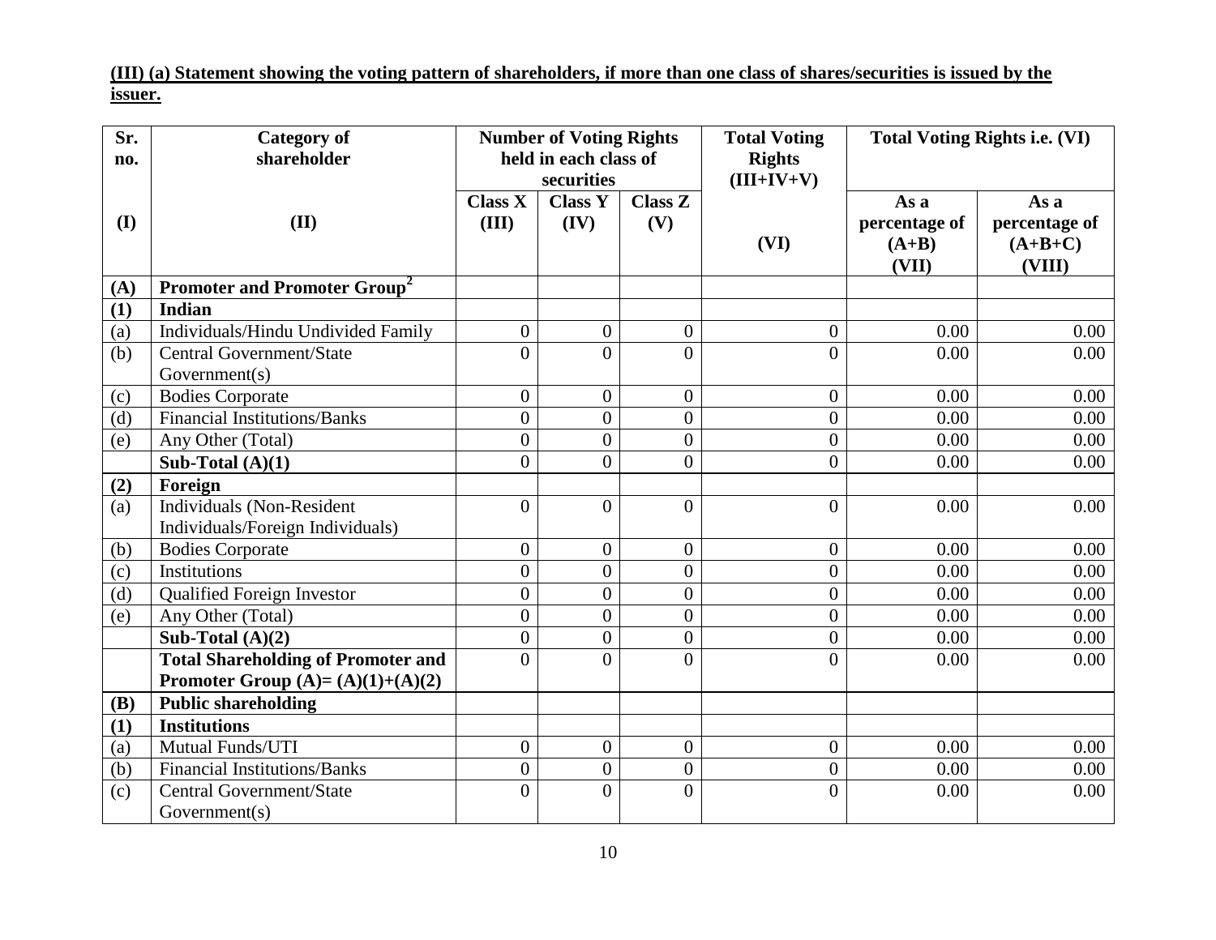**(III) (a) Statement showing the voting pattern of shareholders, if more than one class of shares/securities is issued by the issuer.**

| Sr. no. | Category of shareholder | Number of Voting Rights held in each class of securities | | | Total Voting Rights (III+IV+V) | Total Voting Rights i.e. (VI) | |
|---|---|---|---|---|---|---|---|
| (I) | (II) | Class X (III) | Class Y (IV) | Class Z (V) | (VI) | As a percentage of (A+B) (VII) | As a percentage of (A+B+C) (VIII) |
| **(A)** | **Promoter and Promoter Group[2]** | | | | | | |
| **(1)** | **Indian** | | | | | | |
| (a) | Individuals/Hindu Undivided Family | 0 | 0 | 0 | 0 | 0.00 | 0.00 |
| (b) | Central Government/State Government(s) | 0 | 0 | 0 | 0 | 0.00 | 0.00 |
| (c) | Bodies Corporate | 0 | 0 | 0 | 0 | 0.00 | 0.00 |
| (d) | Financial Institutions/Banks | 0 | 0 | 0 | 0 | 0.00 | 0.00 |
| (e) | Any Other (Total) | 0 | 0 | 0 | 0 | 0.00 | 0.00 |
| | **Sub-Total (A)(1)** | 0 | 0 | 0 | 0 | 0.00 | 0.00 |
| **(2)** | **Foreign** | | | | | | |
| (a) | Individuals (Non-Resident Individuals/Foreign Individuals) | 0 | 0 | 0 | 0 | 0.00 | 0.00 |
| (b) | Bodies Corporate | 0 | 0 | 0 | 0 | 0.00 | 0.00 |
| (c) | Institutions | 0 | 0 | 0 | 0 | 0.00 | 0.00 |
| (d) | Qualified Foreign Investor | 0 | 0 | 0 | 0 | 0.00 | 0.00 |
| (e) | Any Other (Total) | 0 | 0 | 0 | 0 | 0.00 | 0.00 |
| | **Sub-Total (A)(2)** | 0 | 0 | 0 | 0 | 0.00 | 0.00 |
| | **Total Shareholding of Promoter and Promoter Group (A)= (A)(1)+(A)(2)** | 0 | 0 | 0 | 0 | 0.00 | 0.00 |
| **(B)** | **Public shareholding** | | | | | | |
| **(1)** | **Institutions** | | | | | | |
| (a) | Mutual Funds/UTI | 0 | 0 | 0 | 0 | 0.00 | 0.00 |
| (b) | Financial Institutions/Banks | 0 | 0 | 0 | 0 | 0.00 | 0.00 |
| (c) | Central Government/State Government(s) | 0 | 0 | 0 | 0 | 0.00 | 0.00 |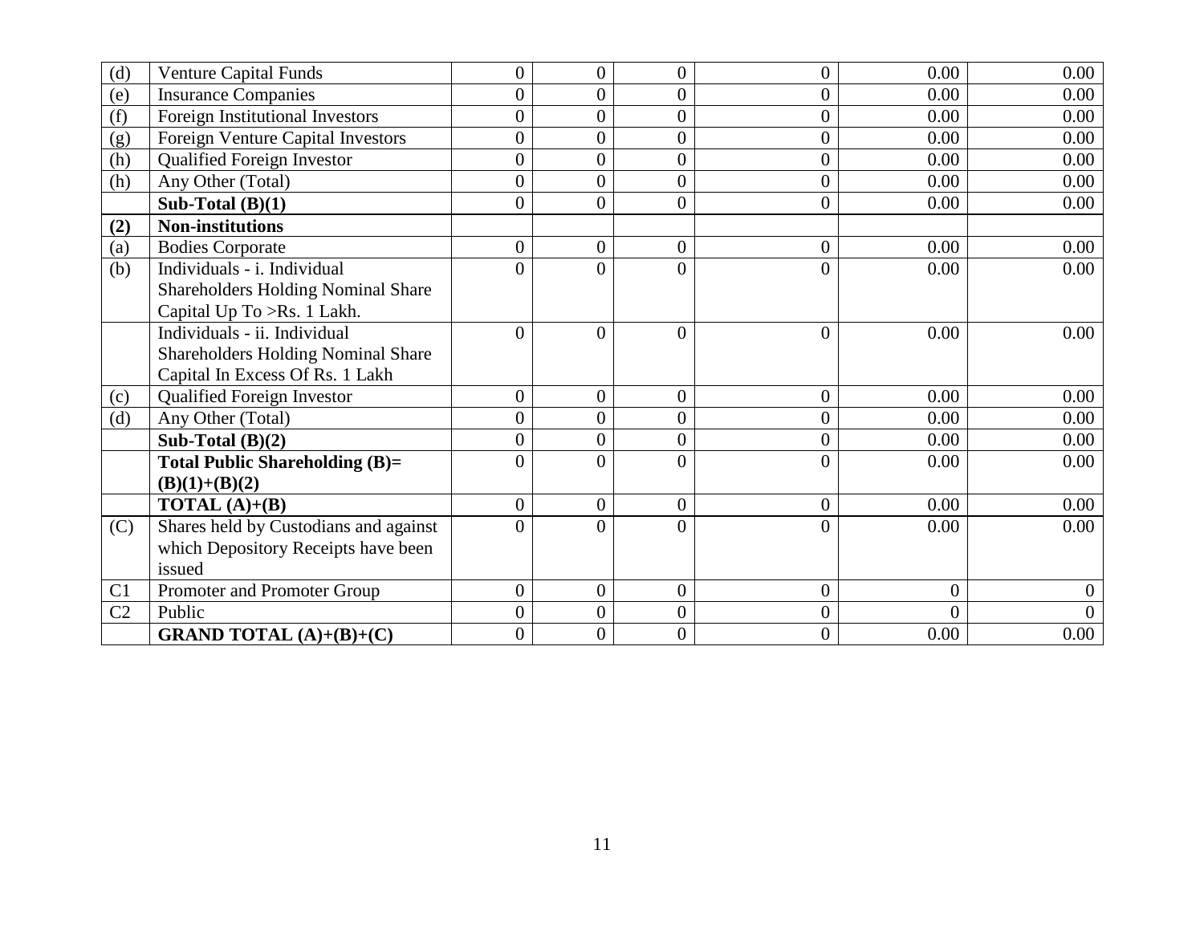| | | | | | | | |
|---|---|---|---|---|---|---|---|
| (d) | Venture Capital Funds | 0 | 0 | 0 | 0 | 0.00 | 0.00 |
| (e) | Insurance Companies | 0 | 0 | 0 | 0 | 0.00 | 0.00 |
| (f) | Foreign Institutional Investors | 0 | 0 | 0 | 0 | 0.00 | 0.00 |
| (g) | Foreign Venture Capital Investors | 0 | 0 | 0 | 0 | 0.00 | 0.00 |
| (h) | Qualified Foreign Investor | 0 | 0 | 0 | 0 | 0.00 | 0.00 |
| (h) | Any Other (Total) | 0 | 0 | 0 | 0 | 0.00 | 0.00 |
| | **Sub-Total (B)(1)** | 0 | 0 | 0 | 0 | 0.00 | 0.00 |
| **(2)** | **Non-institutions** | | | | | | |
| (a) | Bodies Corporate | 0 | 0 | 0 | 0 | 0.00 | 0.00 |
| (b) | Individuals - i. Individual Shareholders Holding Nominal Share Capital Up To >Rs. 1 Lakh. | 0 | 0 | 0 | 0 | 0.00 | 0.00 |
| | Individuals - ii. Individual Shareholders Holding Nominal Share Capital In Excess Of Rs. 1 Lakh | 0 | 0 | 0 | 0 | 0.00 | 0.00 |
| (c) | Qualified Foreign Investor | 0 | 0 | 0 | 0 | 0.00 | 0.00 |
| (d) | Any Other (Total) | 0 | 0 | 0 | 0 | 0.00 | 0.00 |
| | **Sub-Total (B)(2)** | 0 | 0 | 0 | 0 | 0.00 | 0.00 |
| | **Total Public Shareholding (B)= (B)(1)+(B)(2)** | 0 | 0 | 0 | 0 | 0.00 | 0.00 |
| | **TOTAL (A)+(B)** | 0 | 0 | 0 | 0 | 0.00 | 0.00 |
| (C) | Shares held by Custodians and against which Depository Receipts have been issued | 0 | 0 | 0 | 0 | 0.00 | 0.00 |
| C1 | Promoter and Promoter Group | 0 | 0 | 0 | 0 | 0 | 0 |
| C2 | Public | 0 | 0 | 0 | 0 | 0 | 0 |
| | **GRAND TOTAL (A)+(B)+(C)** | 0 | 0 | 0 | 0 | 0.00 | 0.00 |